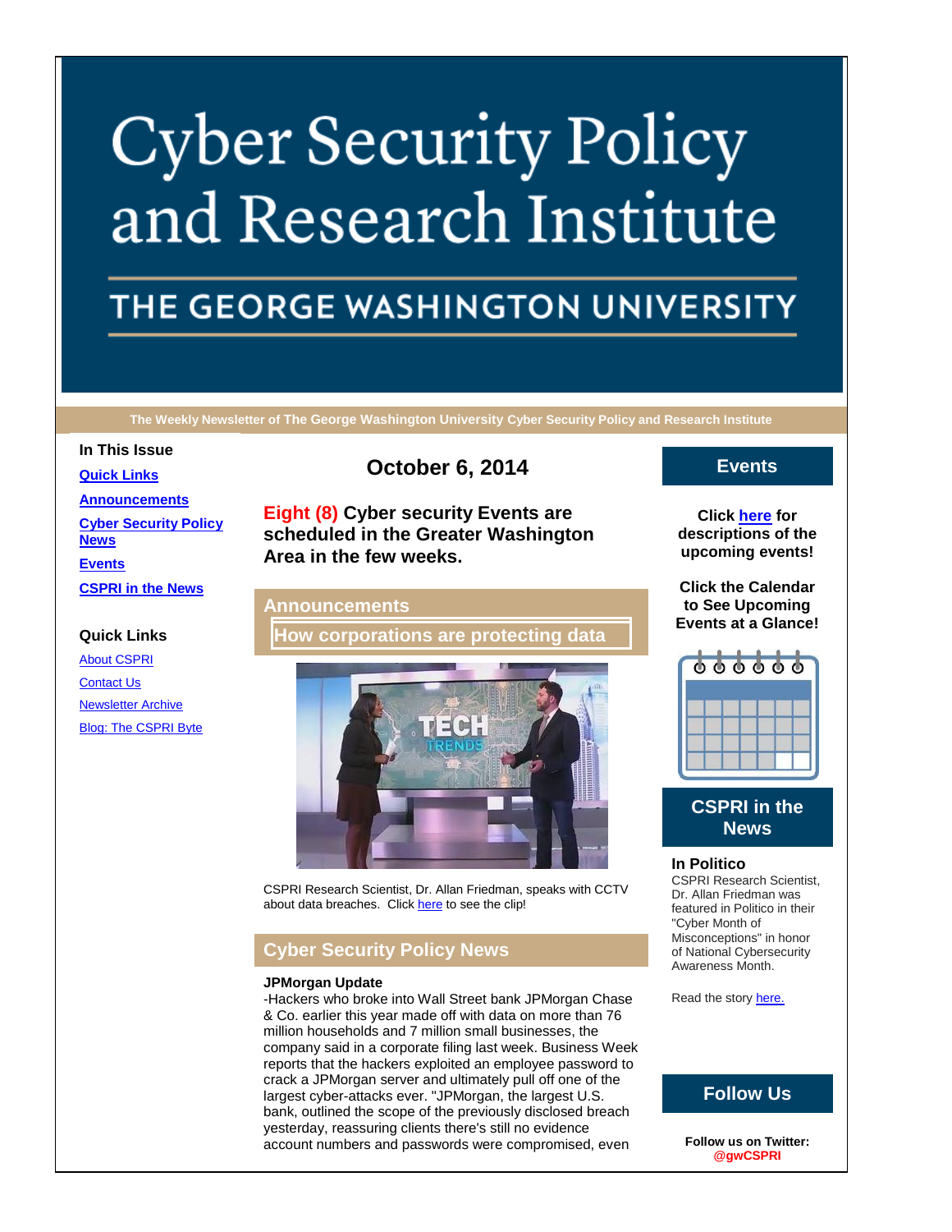# Cyber Security Policy and Research Institute

## THE GEORGE WASHINGTON UNIVERSITY

**The Weekly Newsletter of The George Washington University Cyber Security Policy and Research Institute**

**In This Issue**

- **Quick Links**
- **Announcements**
- **Cyber Security Policy News**
- **Events**
- **CSPRI in the News**

**Quick Links**

- About CSPRI
- Contact Us
- Newsletter Archive
- Blog: The CSPRI Byte

## October 6, 2014

**Eight (8) Cyber security Events are scheduled in the Greater Washington Area in the few weeks.**

## Announcements

### How corporations are protecting data

CSPRI Research Scientist, Dr. Allan Friedman, speaks with CCTV about data breaches. Click here to see the clip!

## Cyber Security Policy News

**JPMorgan Update**

-Hackers who broke into Wall Street bank JPMorgan Chase & Co. earlier this year made off with data on more than 76 million households and 7 million small businesses, the company said in a corporate filing last week. Business Week reports that the hackers exploited an employee password to crack a JPMorgan server and ultimately pull off one of the largest cyber-attacks ever. "JPMorgan, the largest U.S. bank, outlined the scope of the previously disclosed breach yesterday, reassuring clients there's still no evidence account numbers and passwords were compromised, even

## Events

**Click here for descriptions of the upcoming events!**

**Click the Calendar to See Upcoming Events at a Glance!**

## CSPRI in the News

**In Politico**

CSPRI Research Scientist, Dr. Allan Friedman was featured in Politico in their "Cyber Month of Misconceptions" in honor of National Cybersecurity Awareness Month.

Read the story here.

## Follow Us

**Follow us on Twitter: @gwCSPRI**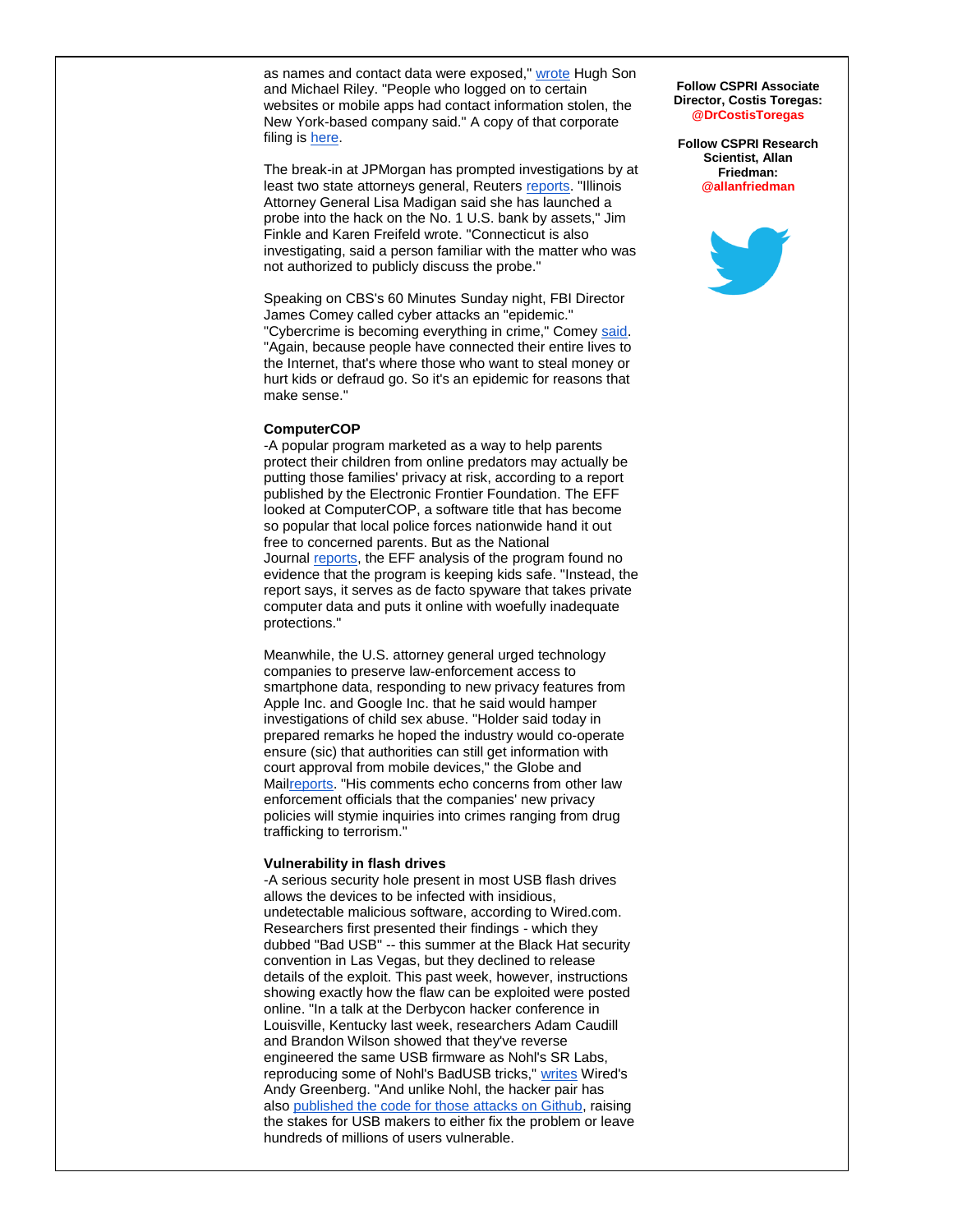as names and contact data were exposed," wrote Hugh Son and Michael Riley. "People who logged on to certain websites or mobile apps had contact information stolen, the New York-based company said." A copy of that corporate filing is here.

The break-in at JPMorgan has prompted investigations by at least two state attorneys general, Reuters reports. "Illinois Attorney General Lisa Madigan said she has launched a probe into the hack on the No. 1 U.S. bank by assets," Jim Finkle and Karen Freifeld wrote. "Connecticut is also investigating, said a person familiar with the matter who was not authorized to publicly discuss the probe."

Speaking on CBS's 60 Minutes Sunday night, FBI Director James Comey called cyber attacks an "epidemic." "Cybercrime is becoming everything in crime," Comey said. "Again, because people have connected their entire lives to the Internet, that's where those who want to steal money or hurt kids or defraud go. So it's an epidemic for reasons that make sense."

**ComputerCOP**

-A popular program marketed as a way to help parents protect their children from online predators may actually be putting those families' privacy at risk, according to a report published by the Electronic Frontier Foundation. The EFF looked at ComputerCOP, a software title that has become so popular that local police forces nationwide hand it out free to concerned parents. But as the National Journal reports, the EFF analysis of the program found no evidence that the program is keeping kids safe. "Instead, the report says, it serves as de facto spyware that takes private computer data and puts it online with woefully inadequate protections."

Meanwhile, the U.S. attorney general urged technology companies to preserve law-enforcement access to smartphone data, responding to new privacy features from Apple Inc. and Google Inc. that he said would hamper investigations of child sex abuse. "Holder said today in prepared remarks he hoped the industry would co-operate ensure (sic) that authorities can still get information with court approval from mobile devices," the Globe and Mailreports. "His comments echo concerns from other law enforcement officials that the companies' new privacy policies will stymie inquiries into crimes ranging from drug trafficking to terrorism."

**Vulnerability in flash drives**

-A serious security hole present in most USB flash drives allows the devices to be infected with insidious, undetectable malicious software, according to Wired.com. Researchers first presented their findings - which they dubbed "Bad USB" -- this summer at the Black Hat security convention in Las Vegas, but they declined to release details of the exploit. This past week, however, instructions showing exactly how the flaw can be exploited were posted online. "In a talk at the Derbycon hacker conference in Louisville, Kentucky last week, researchers Adam Caudill and Brandon Wilson showed that they've reverse engineered the same USB firmware as Nohl's SR Labs, reproducing some of Nohl's BadUSB tricks," writes Wired's Andy Greenberg. "And unlike Nohl, the hacker pair has also published the code for those attacks on Github, raising the stakes for USB makers to either fix the problem or leave hundreds of millions of users vulnerable.

**Follow CSPRI Associate Director, Costis Toregas: @DrCostisToregas**

**Follow CSPRI Research Scientist, Allan Friedman: @allanfriedman**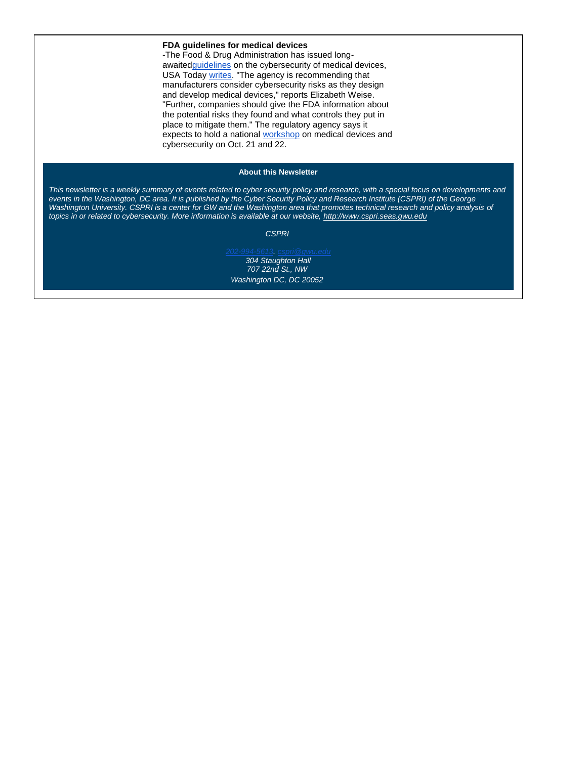**FDA guidelines for medical devices**

-The Food & Drug Administration has issued long-awaitedguidelines on the cybersecurity of medical devices, USA Today writes. "The agency is recommending that manufacturers consider cybersecurity risks as they design and develop medical devices," reports Elizabeth Weise. "Further, companies should give the FDA information about the potential risks they found and what controls they put in place to mitigate them." The regulatory agency says it expects to hold a national workshop on medical devices and cybersecurity on Oct. 21 and 22.

**About this Newsletter**

*This newsletter is a weekly summary of events related to cyber security policy and research, with a special focus on developments and events in the Washington, DC area. It is published by the Cyber Security Policy and Research Institute (CSPRI) of the George Washington University. CSPRI is a center for GW and the Washington area that promotes technical research and policy analysis of topics in or related to cybersecurity. More information is available at our website, http://www.cspri.seas.gwu.edu*

*CSPRI*

*202-994-5613, cspri@gwu.edu*
*304 Staughton Hall*
*707 22nd St., NW*
*Washington DC, DC 20052*